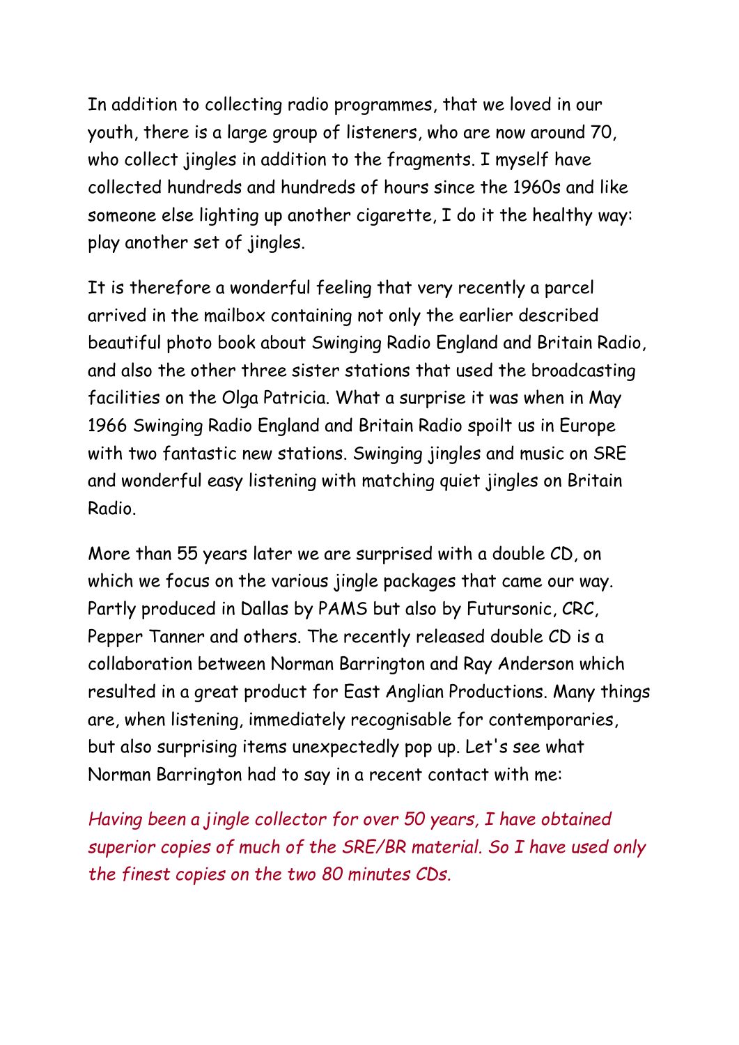In addition to collecting radio programmes, that we loved in our youth, there is a large group of listeners, who are now around 70, who collect jingles in addition to the fragments. I myself have collected hundreds and hundreds of hours since the 1960s and like someone else lighting up another cigarette, I do it the healthy way: play another set of jingles.

It is therefore a wonderful feeling that very recently a parcel arrived in the mailbox containing not only the earlier described beautiful photo book about Swinging Radio England and Britain Radio, and also the other three sister stations that used the broadcasting facilities on the Olga Patricia. What a surprise it was when in May 1966 Swinging Radio England and Britain Radio spoilt us in Europe with two fantastic new stations. Swinging jingles and music on SRE and wonderful easy listening with matching quiet jingles on Britain Radio.

More than 55 years later we are surprised with a double CD, on which we focus on the various jingle packages that came our way. Partly produced in Dallas by PAMS but also by Futursonic, CRC, Pepper Tanner and others. The recently released double CD is a collaboration between Norman Barrington and Ray Anderson which resulted in a great product for East Anglian Productions. Many things are, when listening, immediately recognisable for contemporaries, but also surprising items unexpectedly pop up. Let's see what Norman Barrington had to say in a recent contact with me:

*Having been a jingle collector for over 50 years, I have obtained superior copies of much of the SRE/BR material. So I have used only the finest copies on the two 80 minutes CDs.*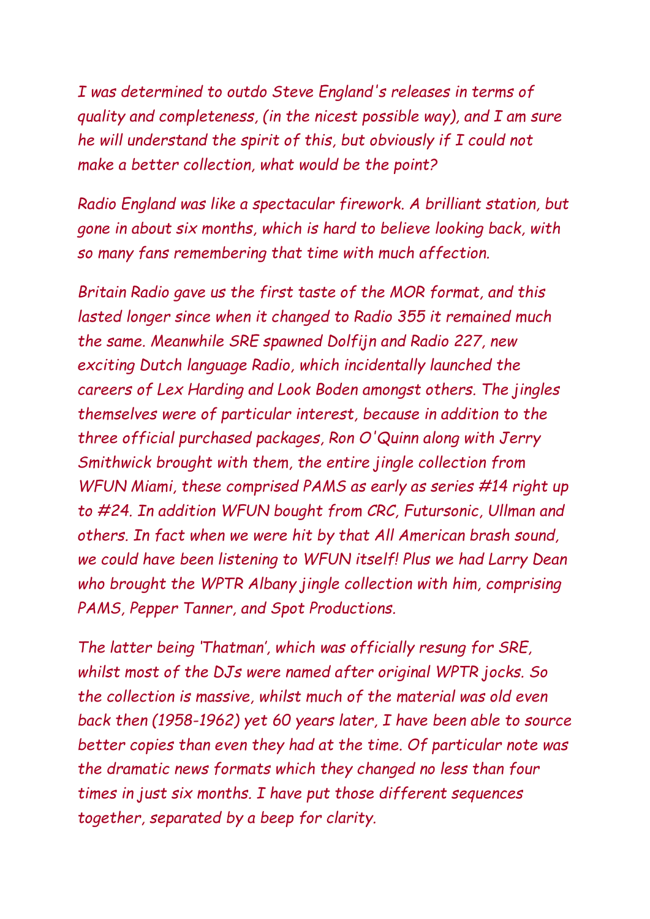*I was determined to outdo Steve England's releases in terms of quality and completeness, (in the nicest possible way), and I am sure he will understand the spirit of this, but obviously if I could not make a better collection, what would be the point?*

*Radio England was like a spectacular firework. A brilliant station, but gone in about six months, which is hard to believe looking back, with so many fans remembering that time with much affection.*

*Britain Radio gave us the first taste of the MOR format, and this lasted longer since when it changed to Radio 355 it remained much the same. Meanwhile SRE spawned Dolfijn and Radio 227, new exciting Dutch language Radio, which incidentally launched the careers of Lex Harding and Look Boden amongst others. The jingles themselves were of particular interest, because in addition to the three official purchased packages, Ron O'Quinn along with Jerry Smithwick brought with them, the entire jingle collection from WFUN Miami, these comprised PAMS as early as series #14 right up to #24. In addition WFUN bought from CRC, Futursonic, Ullman and others. In fact when we were hit by that All American brash sound, we could have been listening to WFUN itself! Plus we had Larry Dean who brought the WPTR Albany jingle collection with him, comprising PAMS, Pepper Tanner, and Spot Productions.*

*The latter being 'Thatman', which was officially resung for SRE, whilst most of the DJs were named after original WPTR jocks. So the collection is massive, whilst much of the material was old even back then (1958-1962) yet 60 years later, I have been able to source better copies than even they had at the time. Of particular note was the dramatic news formats which they changed no less than four times in just six months. I have put those different sequences together, separated by a beep for clarity.*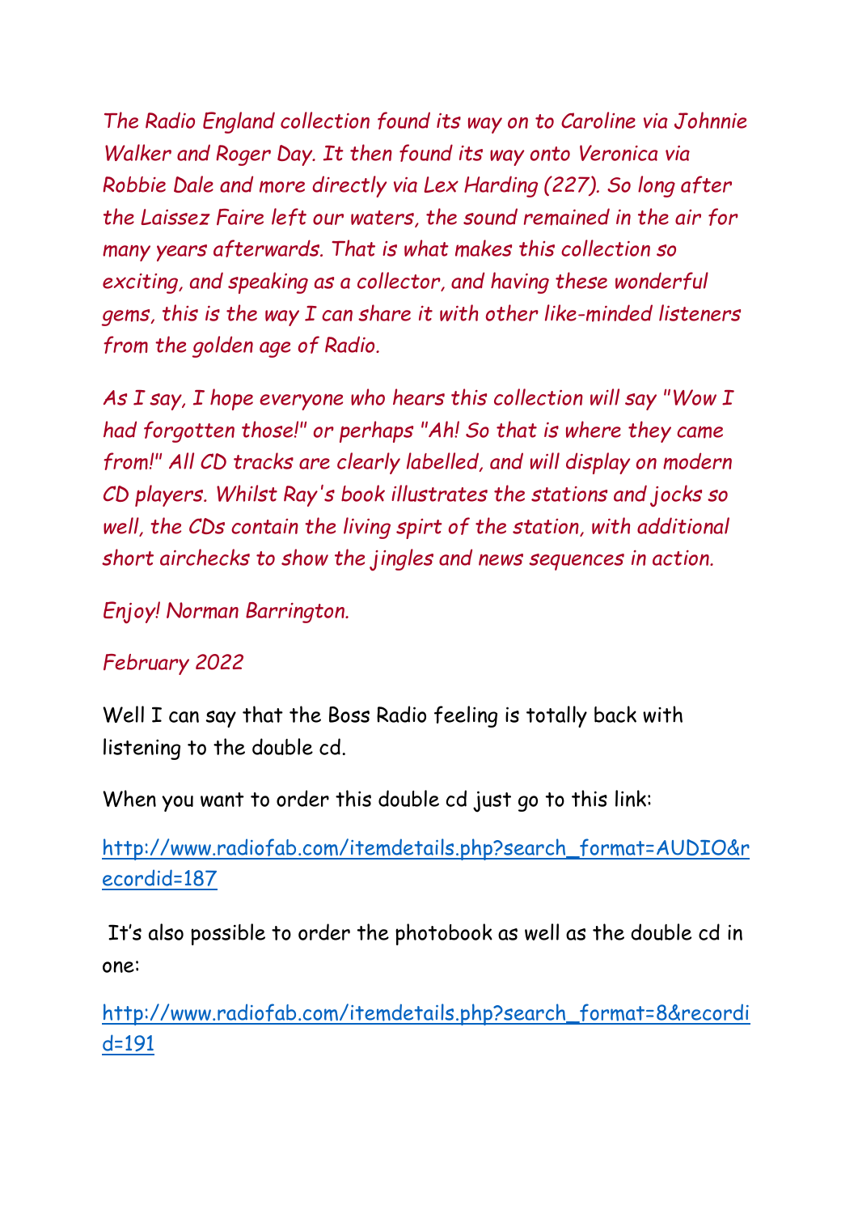*The Radio England collection found its way on to Caroline via Johnnie Walker and Roger Day. It then found its way onto Veronica via Robbie Dale and more directly via Lex Harding (227). So long after the Laissez Faire left our waters, the sound remained in the air for many years afterwards. That is what makes this collection so exciting, and speaking as a collector, and having these wonderful gems, this is the way I can share it with other like-minded listeners from the golden age of Radio.*

*As I say, I hope everyone who hears this collection will say "Wow I had forgotten those!" or perhaps "Ah! So that is where they came from!" All CD tracks are clearly labelled, and will display on modern CD players. Whilst Ray's book illustrates the stations and jocks so well, the CDs contain the living spirt of the station, with additional short airchecks to show the jingles and news sequences in action.*

*Enjoy! Norman Barrington.*

*February 2022*

Well I can say that the Boss Radio feeling is totally back with listening to the double cd.

When you want to order this double cd just go to this link:

[http://www.radiofab.com/itemdetails.php?search_format=AUDIO&recordid=187](http://www.radiofab.com/itemdetails.php?search_format=AUDIO&recordid=187)

It's also possible to order the photobook as well as the double cd in one:

[http://www.radiofab.com/itemdetails.php?search_format=8&recordid=191](http://www.radiofab.com/itemdetails.php?search_format=8&recordid=191)